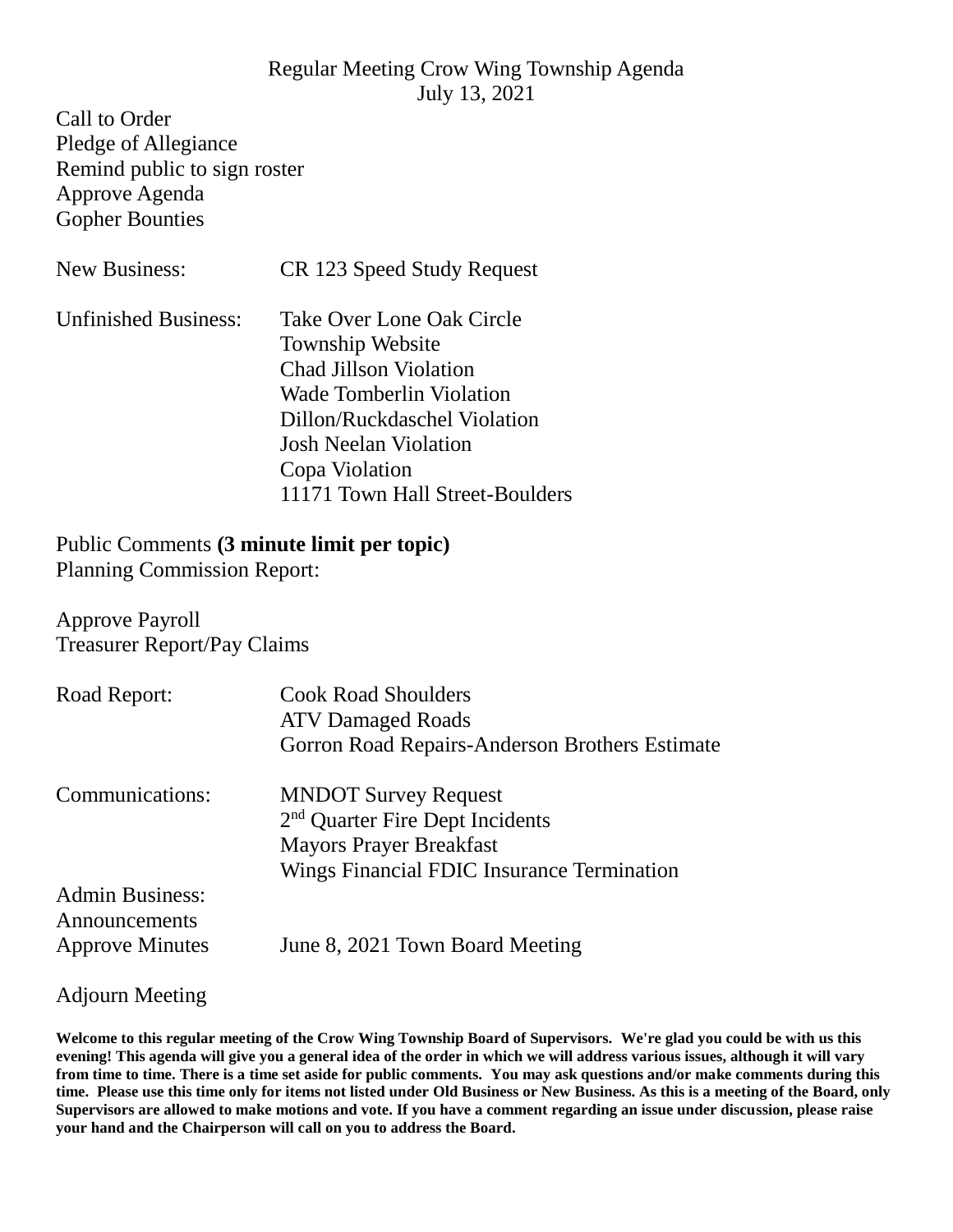# Regular Meeting Crow Wing Township Agenda

July 13, 2021

Call to Order
Pledge of Allegiance
Remind public to sign roster
Approve Agenda
Gopher Bounties

New Business: CR 123 Speed Study Request

Unfinished Business:
- Take Over Lone Oak Circle
- Township Website
- Chad Jillson Violation
- Wade Tomberlin Violation
- Dillon/Ruckdaschel Violation
- Josh Neelan Violation
- Copa Violation
- 11171 Town Hall Street-Boulders

Public Comments **(3 minute limit per topic)**
Planning Commission Report:

Approve Payroll
Treasurer Report/Pay Claims

Road Report:
- Cook Road Shoulders
- ATV Damaged Roads
- Gorron Road Repairs-Anderson Brothers Estimate

Communications:
- MNDOT Survey Request
- 2nd Quarter Fire Dept Incidents
- Mayors Prayer Breakfast
- Wings Financial FDIC Insurance Termination

Admin Business:
Announcements
Approve Minutes June 8, 2021 Town Board Meeting

Adjourn Meeting

**Welcome to this regular meeting of the Crow Wing Township Board of Supervisors. We're glad you could be with us this evening! This agenda will give you a general idea of the order in which we will address various issues, although it will vary from time to time. There is a time set aside for public comments. You may ask questions and/or make comments during this time. Please use this time only for items not listed under Old Business or New Business. As this is a meeting of the Board, only Supervisors are allowed to make motions and vote. If you have a comment regarding an issue under discussion, please raise your hand and the Chairperson will call on you to address the Board.**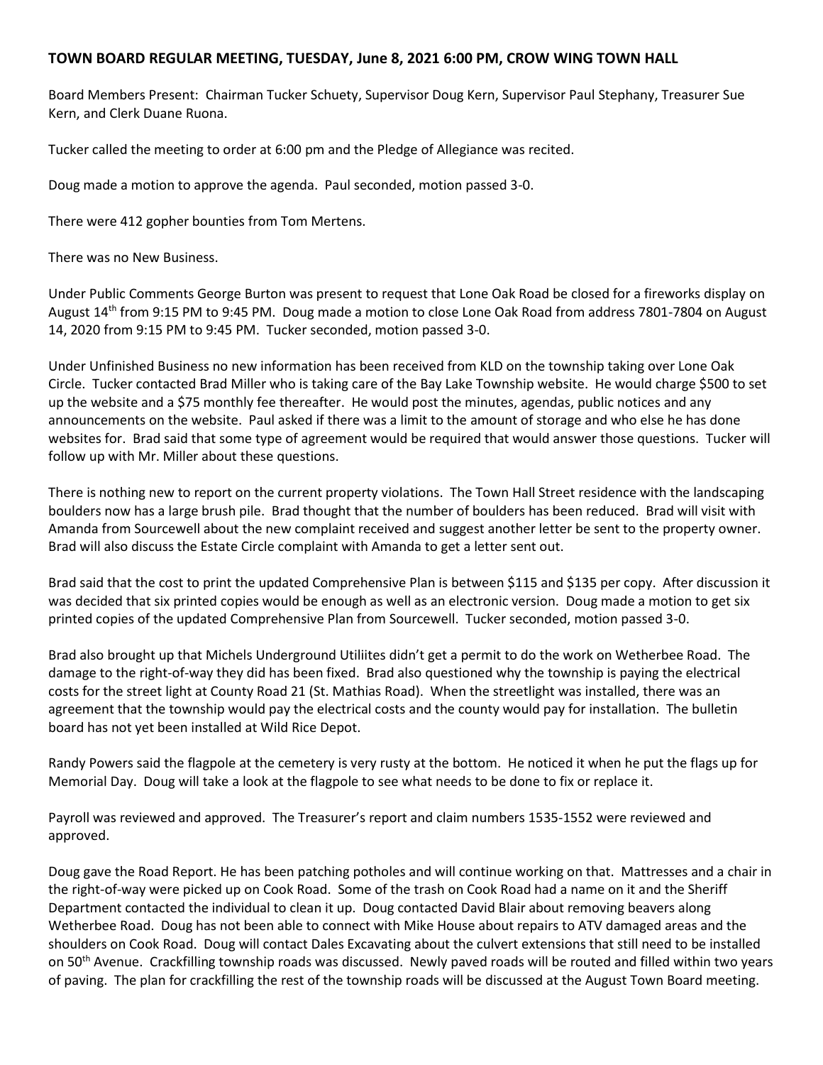**TOWN BOARD REGULAR MEETING, TUESDAY, June 8, 2021 6:00 PM, CROW WING TOWN HALL**

Board Members Present: Chairman Tucker Schuety, Supervisor Doug Kern, Supervisor Paul Stephany, Treasurer Sue Kern, and Clerk Duane Ruona.

Tucker called the meeting to order at 6:00 pm and the Pledge of Allegiance was recited.

Doug made a motion to approve the agenda. Paul seconded, motion passed 3-0.

There were 412 gopher bounties from Tom Mertens.

There was no New Business.

Under Public Comments George Burton was present to request that Lone Oak Road be closed for a fireworks display on August 14th from 9:15 PM to 9:45 PM. Doug made a motion to close Lone Oak Road from address 7801-7804 on August 14, 2020 from 9:15 PM to 9:45 PM. Tucker seconded, motion passed 3-0.

Under Unfinished Business no new information has been received from KLD on the township taking over Lone Oak Circle. Tucker contacted Brad Miller who is taking care of the Bay Lake Township website. He would charge $500 to set up the website and a $75 monthly fee thereafter. He would post the minutes, agendas, public notices and any announcements on the website. Paul asked if there was a limit to the amount of storage and who else he has done websites for. Brad said that some type of agreement would be required that would answer those questions. Tucker will follow up with Mr. Miller about these questions.

There is nothing new to report on the current property violations. The Town Hall Street residence with the landscaping boulders now has a large brush pile. Brad thought that the number of boulders has been reduced. Brad will visit with Amanda from Sourcewell about the new complaint received and suggest another letter be sent to the property owner. Brad will also discuss the Estate Circle complaint with Amanda to get a letter sent out.

Brad said that the cost to print the updated Comprehensive Plan is between $115 and $135 per copy. After discussion it was decided that six printed copies would be enough as well as an electronic version. Doug made a motion to get six printed copies of the updated Comprehensive Plan from Sourcewell. Tucker seconded, motion passed 3-0.

Brad also brought up that Michels Underground Utiliites didn't get a permit to do the work on Wetherbee Road. The damage to the right-of-way they did has been fixed. Brad also questioned why the township is paying the electrical costs for the street light at County Road 21 (St. Mathias Road). When the streetlight was installed, there was an agreement that the township would pay the electrical costs and the county would pay for installation. The bulletin board has not yet been installed at Wild Rice Depot.

Randy Powers said the flagpole at the cemetery is very rusty at the bottom. He noticed it when he put the flags up for Memorial Day. Doug will take a look at the flagpole to see what needs to be done to fix or replace it.

Payroll was reviewed and approved. The Treasurer's report and claim numbers 1535-1552 were reviewed and approved.

Doug gave the Road Report. He has been patching potholes and will continue working on that. Mattresses and a chair in the right-of-way were picked up on Cook Road. Some of the trash on Cook Road had a name on it and the Sheriff Department contacted the individual to clean it up. Doug contacted David Blair about removing beavers along Wetherbee Road. Doug has not been able to connect with Mike House about repairs to ATV damaged areas and the shoulders on Cook Road. Doug will contact Dales Excavating about the culvert extensions that still need to be installed on 50th Avenue. Crackfilling township roads was discussed. Newly paved roads will be routed and filled within two years of paving. The plan for crackfilling the rest of the township roads will be discussed at the August Town Board meeting.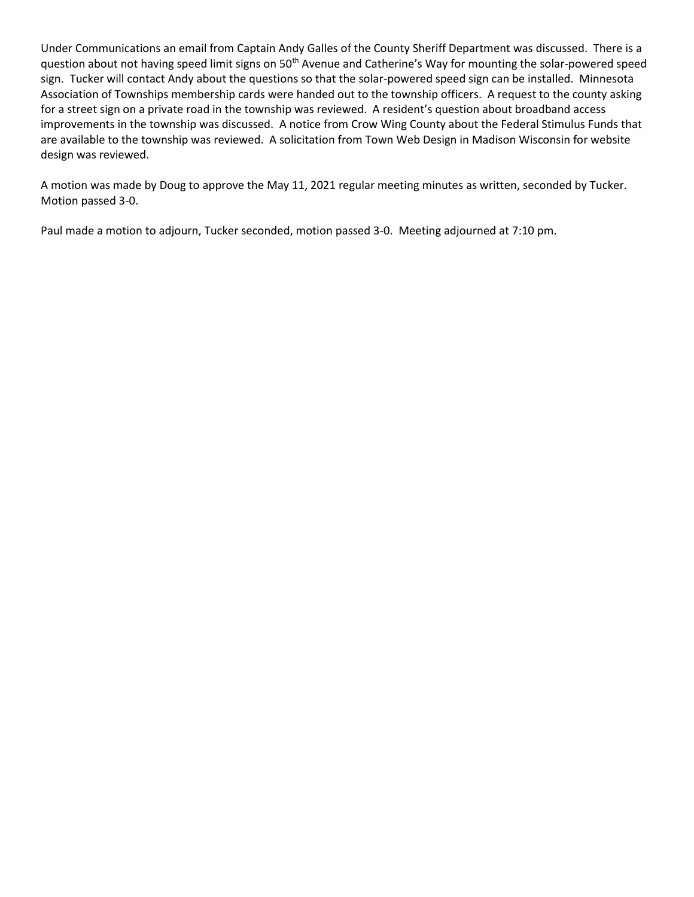Under Communications an email from Captain Andy Galles of the County Sheriff Department was discussed. There is a question about not having speed limit signs on 50th Avenue and Catherine's Way for mounting the solar-powered speed sign. Tucker will contact Andy about the questions so that the solar-powered speed sign can be installed. Minnesota Association of Townships membership cards were handed out to the township officers. A request to the county asking for a street sign on a private road in the township was reviewed. A resident's question about broadband access improvements in the township was discussed. A notice from Crow Wing County about the Federal Stimulus Funds that are available to the township was reviewed. A solicitation from Town Web Design in Madison Wisconsin for website design was reviewed.

A motion was made by Doug to approve the May 11, 2021 regular meeting minutes as written, seconded by Tucker. Motion passed 3-0.

Paul made a motion to adjourn, Tucker seconded, motion passed 3-0. Meeting adjourned at 7:10 pm.